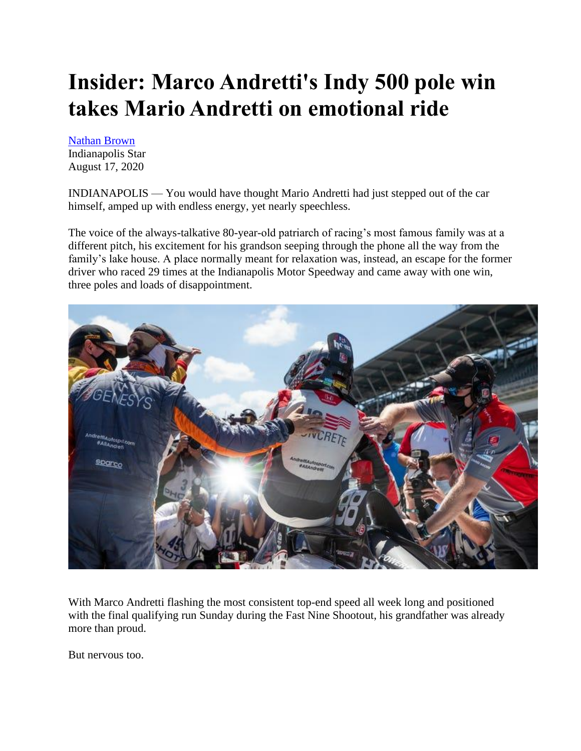# Insider: Marco Andretti's Indy 500 pole win takes Mario Andretti on emotional ride

[Nathan Brown](#)
Indianapolis Star
August 17, 2020

INDIANAPOLIS — You would have thought Mario Andretti had just stepped out of the car himself, amped up with endless energy, yet nearly speechless.

The voice of the always-talkative 80-year-old patriarch of racing's most famous family was at a different pitch, his excitement for his grandson seeping through the phone all the way from the family's lake house. A place normally meant for relaxation was, instead, an escape for the former driver who raced 29 times at the Indianapolis Motor Speedway and came away with one win, three poles and loads of disappointment.

With Marco Andretti flashing the most consistent top-end speed all week long and positioned with the final qualifying run Sunday during the Fast Nine Shootout, his grandfather was already more than proud.

But nervous too.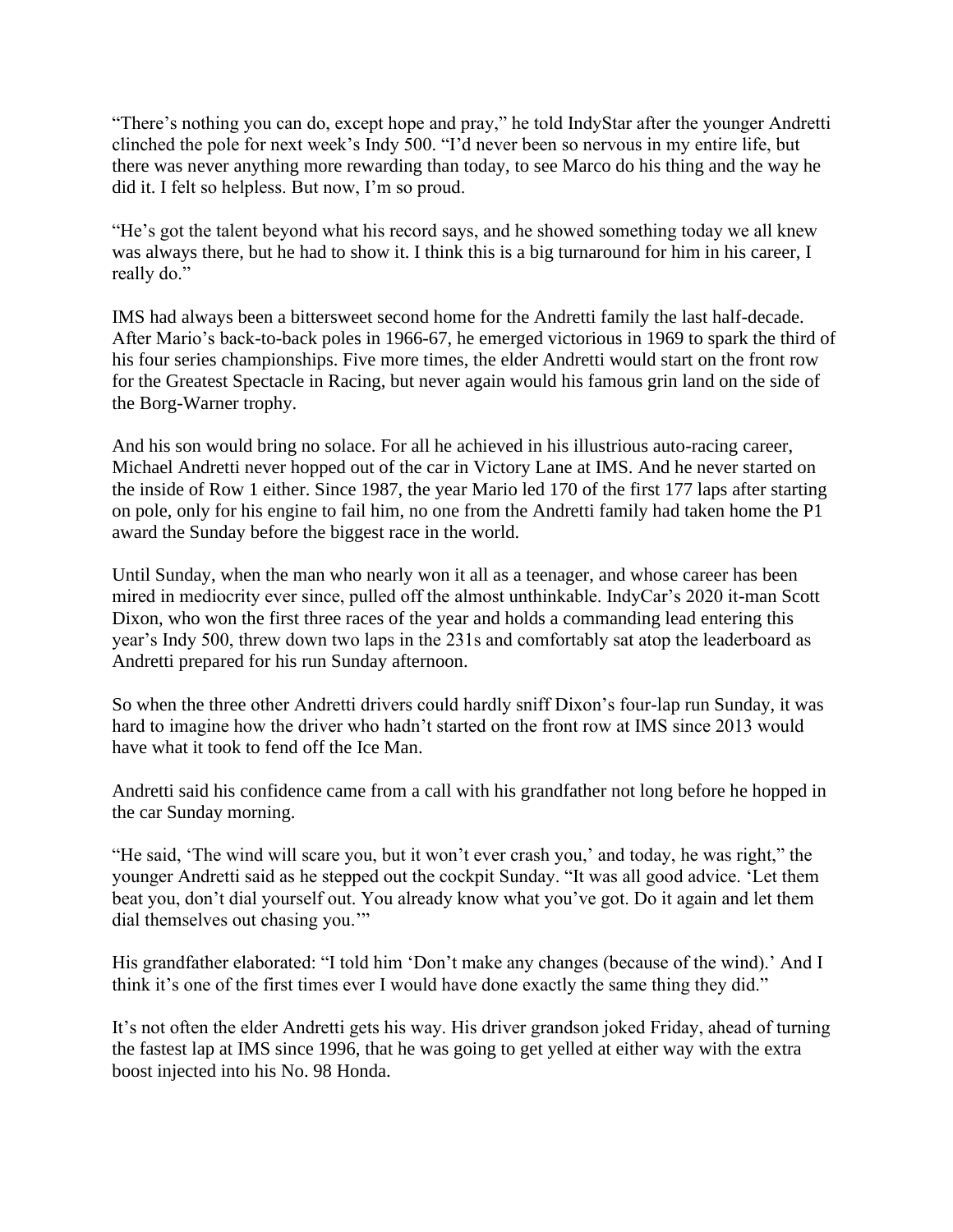“There’s nothing you can do, except hope and pray,” he told IndyStar after the younger Andretti clinched the pole for next week’s Indy 500. “I’d never been so nervous in my entire life, but there was never anything more rewarding than today, to see Marco do his thing and the way he did it. I felt so helpless. But now, I’m so proud.

“He’s got the talent beyond what his record says, and he showed something today we all knew was always there, but he had to show it. I think this is a big turnaround for him in his career, I really do.”

IMS had always been a bittersweet second home for the Andretti family the last half-decade. After Mario’s back-to-back poles in 1966-67, he emerged victorious in 1969 to spark the third of his four series championships. Five more times, the elder Andretti would start on the front row for the Greatest Spectacle in Racing, but never again would his famous grin land on the side of the Borg-Warner trophy.

And his son would bring no solace. For all he achieved in his illustrious auto-racing career, Michael Andretti never hopped out of the car in Victory Lane at IMS. And he never started on the inside of Row 1 either. Since 1987, the year Mario led 170 of the first 177 laps after starting on pole, only for his engine to fail him, no one from the Andretti family had taken home the P1 award the Sunday before the biggest race in the world.

Until Sunday, when the man who nearly won it all as a teenager, and whose career has been mired in mediocrity ever since, pulled off the almost unthinkable. IndyCar’s 2020 it-man Scott Dixon, who won the first three races of the year and holds a commanding lead entering this year’s Indy 500, threw down two laps in the 231s and comfortably sat atop the leaderboard as Andretti prepared for his run Sunday afternoon.

So when the three other Andretti drivers could hardly sniff Dixon’s four-lap run Sunday, it was hard to imagine how the driver who hadn’t started on the front row at IMS since 2013 would have what it took to fend off the Ice Man.

Andretti said his confidence came from a call with his grandfather not long before he hopped in the car Sunday morning.

“He said, ‘The wind will scare you, but it won’t ever crash you,’ and today, he was right,” the younger Andretti said as he stepped out the cockpit Sunday. “It was all good advice. ‘Let them beat you, don’t dial yourself out. You already know what you’ve got. Do it again and let them dial themselves out chasing you.’”

His grandfather elaborated: “I told him ‘Don’t make any changes (because of the wind).’ And I think it’s one of the first times ever I would have done exactly the same thing they did.”

It’s not often the elder Andretti gets his way. His driver grandson joked Friday, ahead of turning the fastest lap at IMS since 1996, that he was going to get yelled at either way with the extra boost injected into his No. 98 Honda.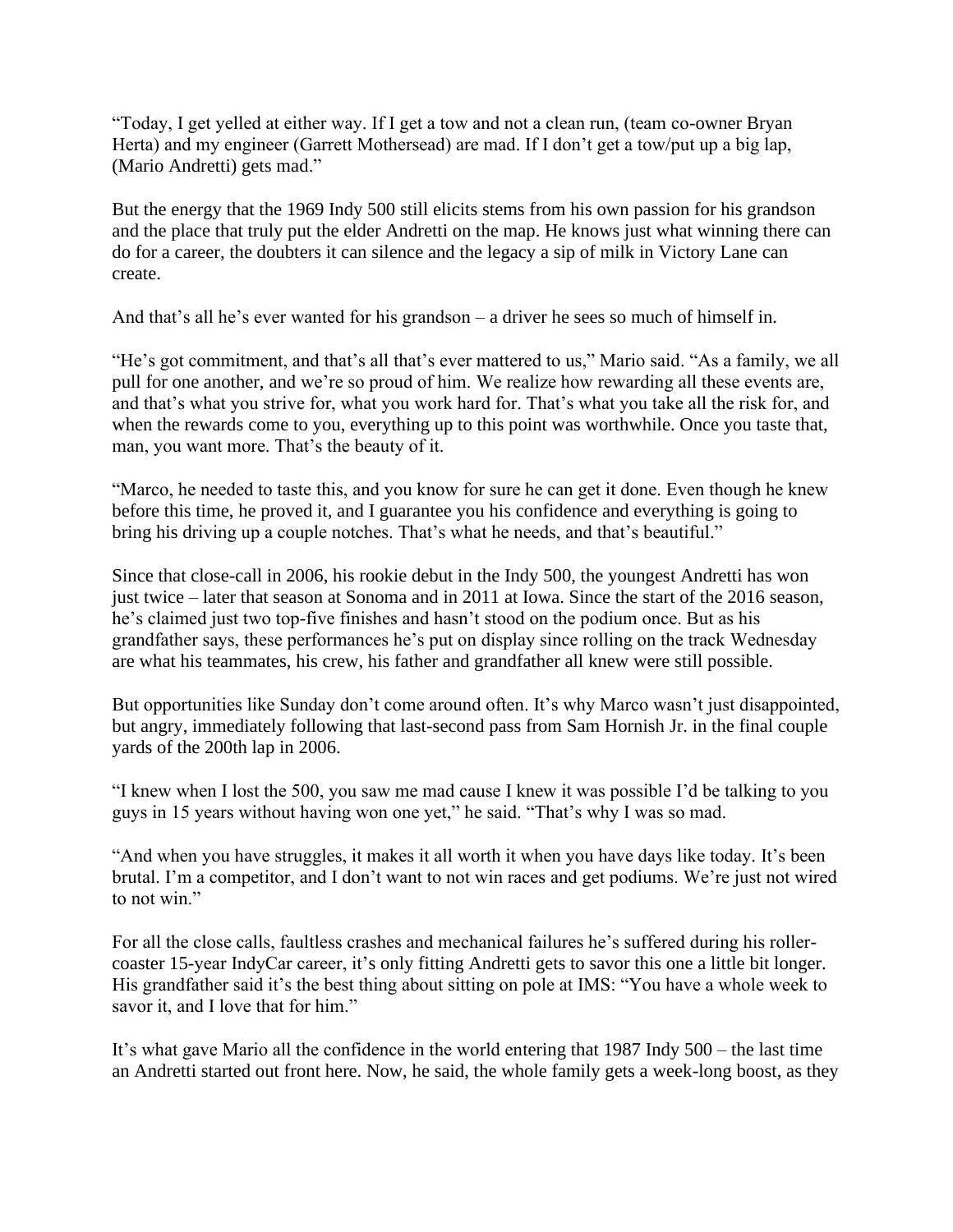“Today, I get yelled at either way. If I get a tow and not a clean run, (team co-owner Bryan Herta) and my engineer (Garrett Mothersead) are mad. If I don’t get a tow/put up a big lap, (Mario Andretti) gets mad.”

But the energy that the 1969 Indy 500 still elicits stems from his own passion for his grandson and the place that truly put the elder Andretti on the map. He knows just what winning there can do for a career, the doubters it can silence and the legacy a sip of milk in Victory Lane can create.

And that’s all he’s ever wanted for his grandson – a driver he sees so much of himself in.

“He’s got commitment, and that’s all that’s ever mattered to us,” Mario said. “As a family, we all pull for one another, and we’re so proud of him. We realize how rewarding all these events are, and that’s what you strive for, what you work hard for. That’s what you take all the risk for, and when the rewards come to you, everything up to this point was worthwhile. Once you taste that, man, you want more. That’s the beauty of it.

“Marco, he needed to taste this, and you know for sure he can get it done. Even though he knew before this time, he proved it, and I guarantee you his confidence and everything is going to bring his driving up a couple notches. That’s what he needs, and that’s beautiful.”

Since that close-call in 2006, his rookie debut in the Indy 500, the youngest Andretti has won just twice – later that season at Sonoma and in 2011 at Iowa. Since the start of the 2016 season, he’s claimed just two top-five finishes and hasn’t stood on the podium once. But as his grandfather says, these performances he’s put on display since rolling on the track Wednesday are what his teammates, his crew, his father and grandfather all knew were still possible.

But opportunities like Sunday don’t come around often. It’s why Marco wasn’t just disappointed, but angry, immediately following that last-second pass from Sam Hornish Jr. in the final couple yards of the 200th lap in 2006.

“I knew when I lost the 500, you saw me mad cause I knew it was possible I’d be talking to you guys in 15 years without having won one yet,” he said. “That’s why I was so mad.

“And when you have struggles, it makes it all worth it when you have days like today. It’s been brutal. I’m a competitor, and I don’t want to not win races and get podiums. We’re just not wired to not win.”

For all the close calls, faultless crashes and mechanical failures he’s suffered during his roller-coaster 15-year IndyCar career, it’s only fitting Andretti gets to savor this one a little bit longer. His grandfather said it’s the best thing about sitting on pole at IMS: “You have a whole week to savor it, and I love that for him.”

It’s what gave Mario all the confidence in the world entering that 1987 Indy 500 – the last time an Andretti started out front here. Now, he said, the whole family gets a week-long boost, as they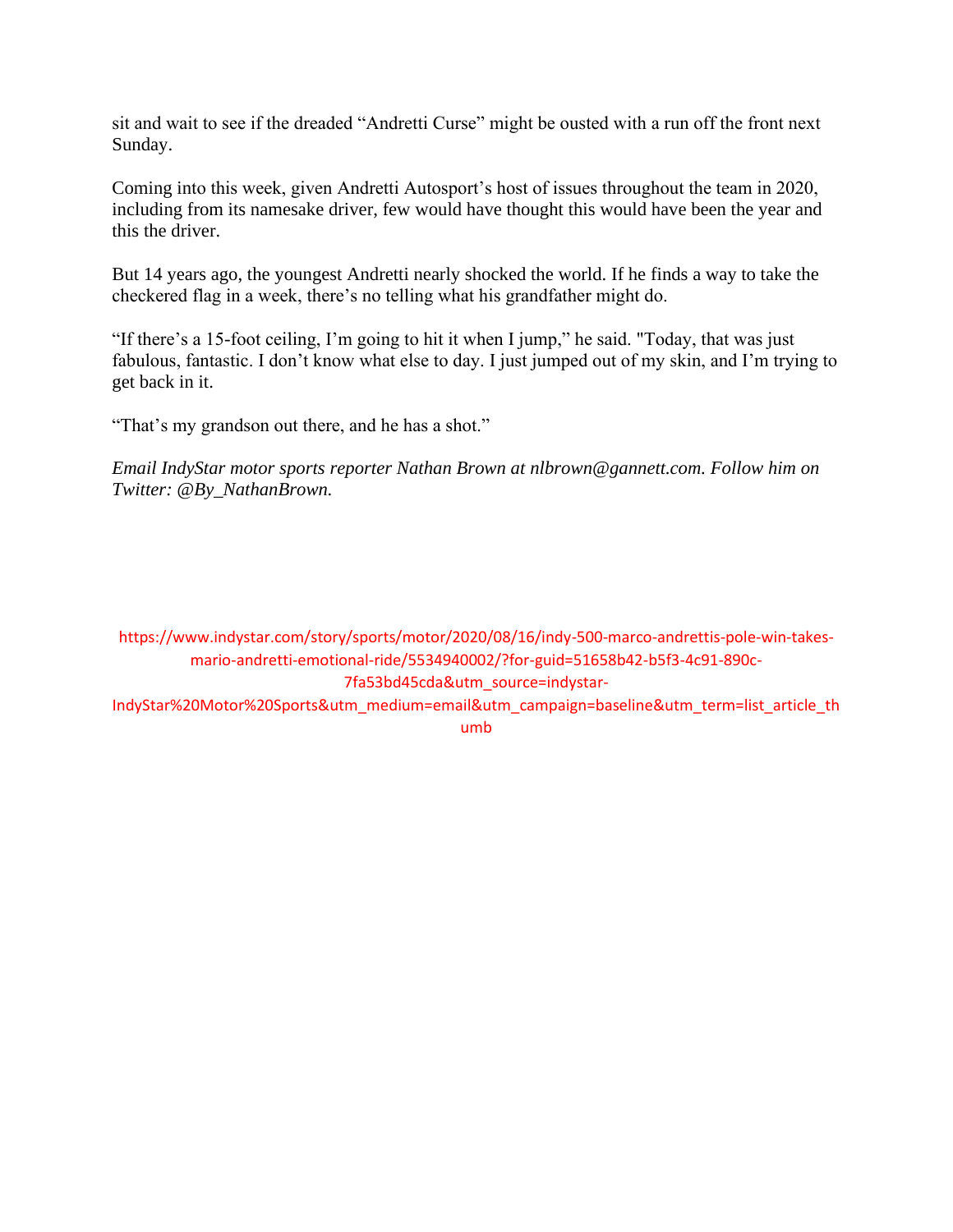sit and wait to see if the dreaded "Andretti Curse" might be ousted with a run off the front next Sunday.

Coming into this week, given Andretti Autosport's host of issues throughout the team in 2020, including from its namesake driver, few would have thought this would have been the year and this the driver.

But 14 years ago, the youngest Andretti nearly shocked the world. If he finds a way to take the checkered flag in a week, there's no telling what his grandfather might do.

"If there's a 15-foot ceiling, I'm going to hit it when I jump," he said. "Today, that was just fabulous, fantastic. I don't know what else to day. I just jumped out of my skin, and I'm trying to get back in it.

"That's my grandson out there, and he has a shot."

*Email IndyStar motor sports reporter Nathan Brown at nlbrown@gannett.com. Follow him on Twitter: @By_NathanBrown.*

https://www.indystar.com/story/sports/motor/2020/08/16/indy-500-marco-andrettis-pole-win-takes-mario-andretti-emotional-ride/5534940002/?for-guid=51658b42-b5f3-4c91-890c-7fa53bd45cda&utm_source=indystar-IndyStar%20Motor%20Sports&utm_medium=email&utm_campaign=baseline&utm_term=list_article_thumb